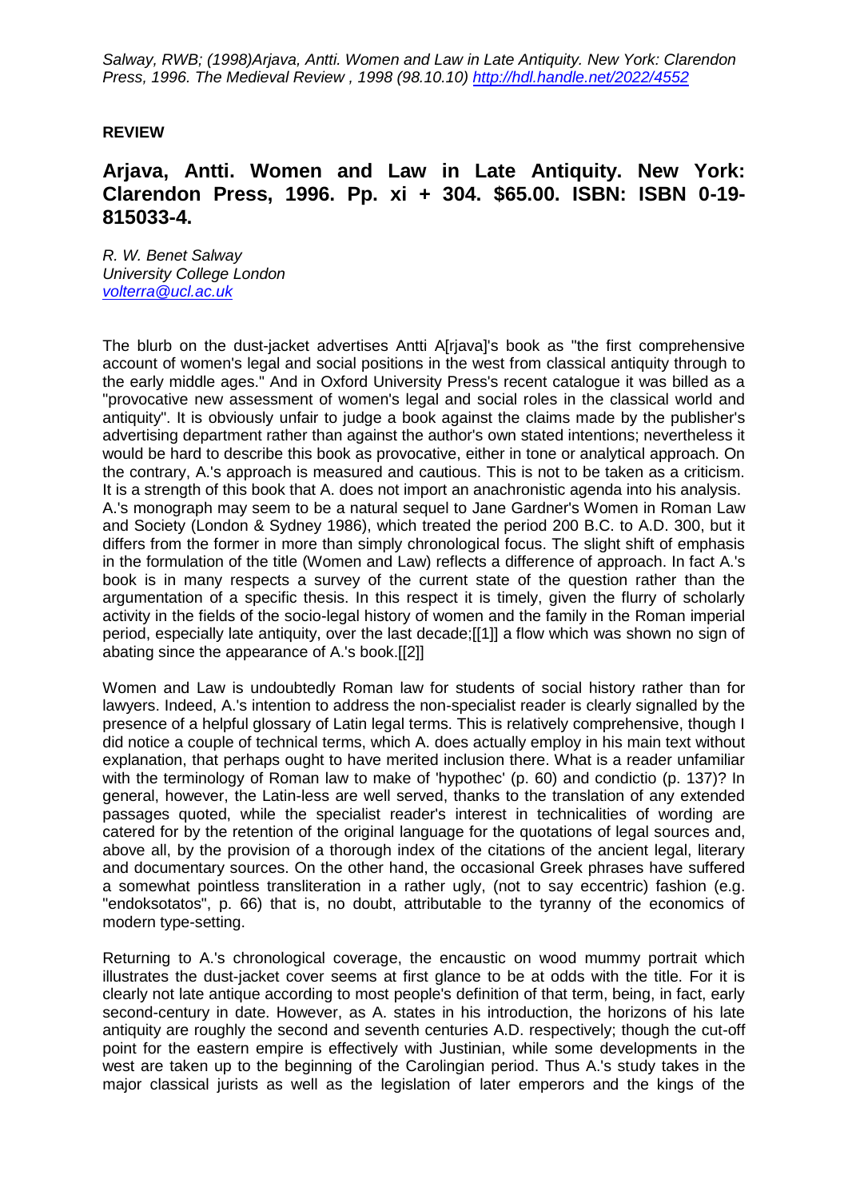*Salway, RWB; (1998)Arjava, Antti. Women and Law in Late Antiquity. New York: Clarendon Press, 1996. The Medieval Review , 1998 (98.10.10) http://hdl.handle.net/2022/4552*

**REVIEW**

## Arjava, Antti. Women and Law in Late Antiquity. New York: Clarendon Press, 1996. Pp. xi + 304. $65.00. ISBN: ISBN 0-19-815033-4.

*R. W. Benet Salway*
*University College London*
*volterra@ucl.ac.uk*

The blurb on the dust-jacket advertises Antti A[rjava]'s book as "the first comprehensive account of women's legal and social positions in the west from classical antiquity through to the early middle ages." And in Oxford University Press's recent catalogue it was billed as a "provocative new assessment of women's legal and social roles in the classical world and antiquity". It is obviously unfair to judge a book against the claims made by the publisher's advertising department rather than against the author's own stated intentions; nevertheless it would be hard to describe this book as provocative, either in tone or analytical approach. On the contrary, A.'s approach is measured and cautious. This is not to be taken as a criticism. It is a strength of this book that A. does not import an anachronistic agenda into his analysis. A.'s monograph may seem to be a natural sequel to Jane Gardner's Women in Roman Law and Society (London & Sydney 1986), which treated the period 200 B.C. to A.D. 300, but it differs from the former in more than simply chronological focus. The slight shift of emphasis in the formulation of the title (Women and Law) reflects a difference of approach. In fact A.'s book is in many respects a survey of the current state of the question rather than the argumentation of a specific thesis. In this respect it is timely, given the flurry of scholarly activity in the fields of the socio-legal history of women and the family in the Roman imperial period, especially late antiquity, over the last decade;[[1]] a flow which was shown no sign of abating since the appearance of A.'s book.[[2]]

Women and Law is undoubtedly Roman law for students of social history rather than for lawyers. Indeed, A.'s intention to address the non-specialist reader is clearly signalled by the presence of a helpful glossary of Latin legal terms. This is relatively comprehensive, though I did notice a couple of technical terms, which A. does actually employ in his main text without explanation, that perhaps ought to have merited inclusion there. What is a reader unfamiliar with the terminology of Roman law to make of 'hypothec' (p. 60) and condictio (p. 137)? In general, however, the Latin-less are well served, thanks to the translation of any extended passages quoted, while the specialist reader's interest in technicalities of wording are catered for by the retention of the original language for the quotations of legal sources and, above all, by the provision of a thorough index of the citations of the ancient legal, literary and documentary sources. On the other hand, the occasional Greek phrases have suffered a somewhat pointless transliteration in a rather ugly, (not to say eccentric) fashion (e.g. "endoksotatos", p. 66) that is, no doubt, attributable to the tyranny of the economics of modern type-setting.

Returning to A.'s chronological coverage, the encaustic on wood mummy portrait which illustrates the dust-jacket cover seems at first glance to be at odds with the title. For it is clearly not late antique according to most people's definition of that term, being, in fact, early second-century in date. However, as A. states in his introduction, the horizons of his late antiquity are roughly the second and seventh centuries A.D. respectively; though the cut-off point for the eastern empire is effectively with Justinian, while some developments in the west are taken up to the beginning of the Carolingian period. Thus A.'s study takes in the major classical jurists as well as the legislation of later emperors and the kings of the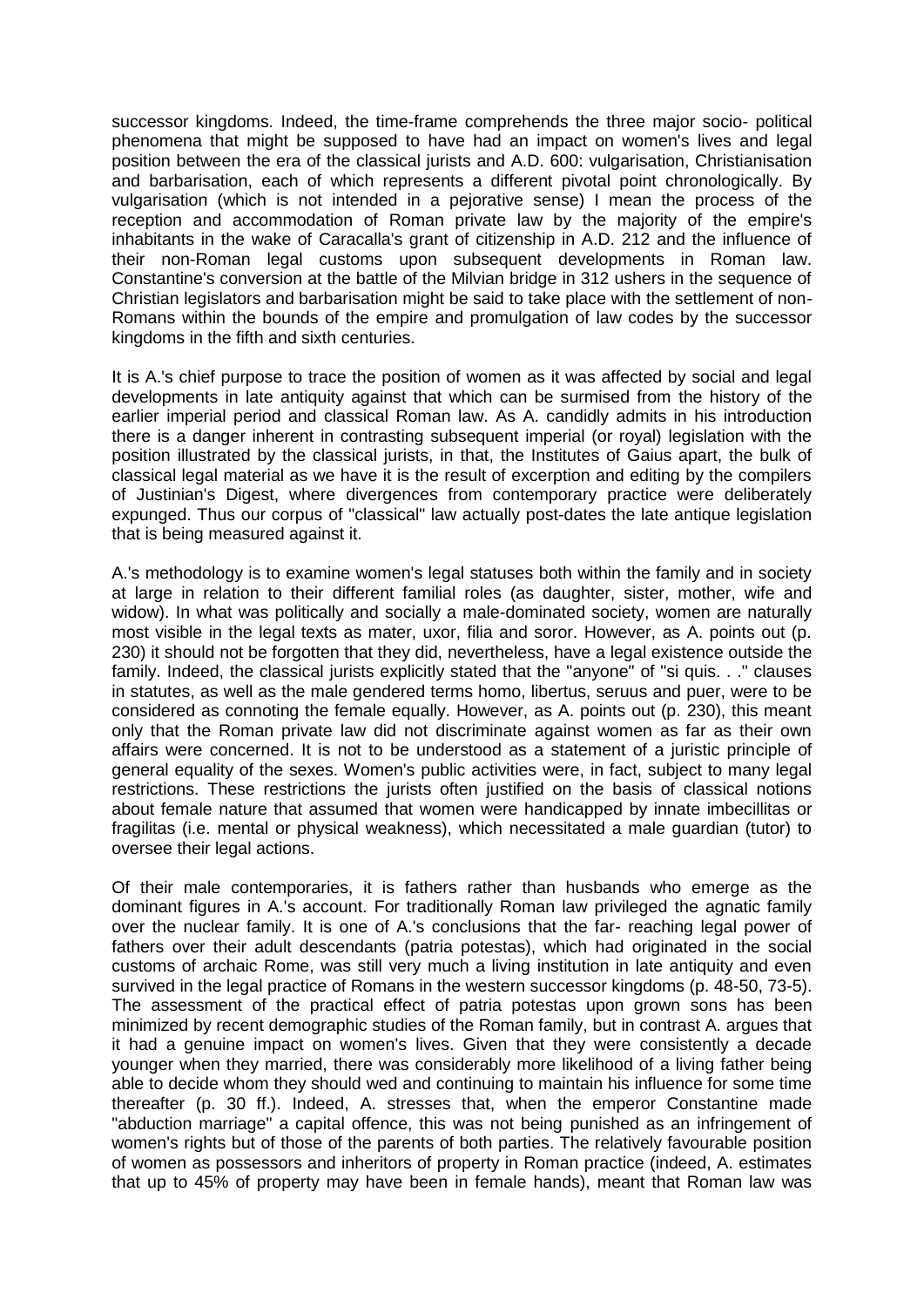successor kingdoms. Indeed, the time-frame comprehends the three major socio- political phenomena that might be supposed to have had an impact on women's lives and legal position between the era of the classical jurists and A.D. 600: vulgarisation, Christianisation and barbarisation, each of which represents a different pivotal point chronologically. By vulgarisation (which is not intended in a pejorative sense) I mean the process of the reception and accommodation of Roman private law by the majority of the empire's inhabitants in the wake of Caracalla's grant of citizenship in A.D. 212 and the influence of their non-Roman legal customs upon subsequent developments in Roman law. Constantine's conversion at the battle of the Milvian bridge in 312 ushers in the sequence of Christian legislators and barbarisation might be said to take place with the settlement of non-Romans within the bounds of the empire and promulgation of law codes by the successor kingdoms in the fifth and sixth centuries.

It is A.'s chief purpose to trace the position of women as it was affected by social and legal developments in late antiquity against that which can be surmised from the history of the earlier imperial period and classical Roman law. As A. candidly admits in his introduction there is a danger inherent in contrasting subsequent imperial (or royal) legislation with the position illustrated by the classical jurists, in that, the Institutes of Gaius apart, the bulk of classical legal material as we have it is the result of excerption and editing by the compilers of Justinian's Digest, where divergences from contemporary practice were deliberately expunged. Thus our corpus of "classical" law actually post-dates the late antique legislation that is being measured against it.

A.'s methodology is to examine women's legal statuses both within the family and in society at large in relation to their different familial roles (as daughter, sister, mother, wife and widow). In what was politically and socially a male-dominated society, women are naturally most visible in the legal texts as mater, uxor, filia and soror. However, as A. points out (p. 230) it should not be forgotten that they did, nevertheless, have a legal existence outside the family. Indeed, the classical jurists explicitly stated that the "anyone" of "si quis. . ." clauses in statutes, as well as the male gendered terms homo, libertus, seruus and puer, were to be considered as connoting the female equally. However, as A. points out (p. 230), this meant only that the Roman private law did not discriminate against women as far as their own affairs were concerned. It is not to be understood as a statement of a juristic principle of general equality of the sexes. Women's public activities were, in fact, subject to many legal restrictions. These restrictions the jurists often justified on the basis of classical notions about female nature that assumed that women were handicapped by innate imbecillitas or fragilitas (i.e. mental or physical weakness), which necessitated a male guardian (tutor) to oversee their legal actions.

Of their male contemporaries, it is fathers rather than husbands who emerge as the dominant figures in A.'s account. For traditionally Roman law privileged the agnatic family over the nuclear family. It is one of A.'s conclusions that the far- reaching legal power of fathers over their adult descendants (patria potestas), which had originated in the social customs of archaic Rome, was still very much a living institution in late antiquity and even survived in the legal practice of Romans in the western successor kingdoms (p. 48-50, 73-5). The assessment of the practical effect of patria potestas upon grown sons has been minimized by recent demographic studies of the Roman family, but in contrast A. argues that it had a genuine impact on women's lives. Given that they were consistently a decade younger when they married, there was considerably more likelihood of a living father being able to decide whom they should wed and continuing to maintain his influence for some time thereafter (p. 30 ff.). Indeed, A. stresses that, when the emperor Constantine made "abduction marriage" a capital offence, this was not being punished as an infringement of women's rights but of those of the parents of both parties. The relatively favourable position of women as possessors and inheritors of property in Roman practice (indeed, A. estimates that up to 45% of property may have been in female hands), meant that Roman law was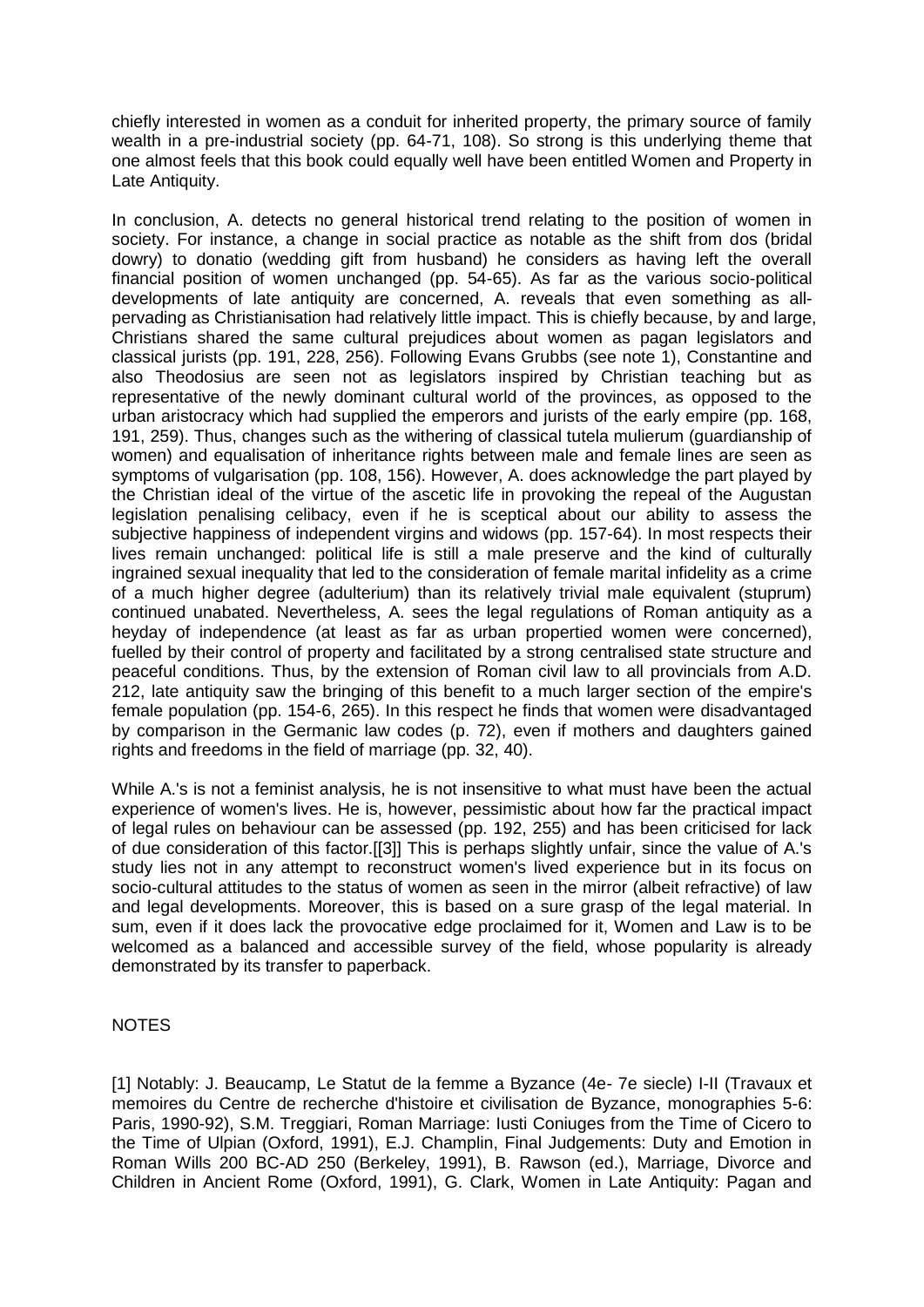chiefly interested in women as a conduit for inherited property, the primary source of family wealth in a pre-industrial society (pp. 64-71, 108). So strong is this underlying theme that one almost feels that this book could equally well have been entitled Women and Property in Late Antiquity.

In conclusion, A. detects no general historical trend relating to the position of women in society. For instance, a change in social practice as notable as the shift from dos (bridal dowry) to donatio (wedding gift from husband) he considers as having left the overall financial position of women unchanged (pp. 54-65). As far as the various socio-political developments of late antiquity are concerned, A. reveals that even something as all-pervading as Christianisation had relatively little impact. This is chiefly because, by and large, Christians shared the same cultural prejudices about women as pagan legislators and classical jurists (pp. 191, 228, 256). Following Evans Grubbs (see note 1), Constantine and also Theodosius are seen not as legislators inspired by Christian teaching but as representative of the newly dominant cultural world of the provinces, as opposed to the urban aristocracy which had supplied the emperors and jurists of the early empire (pp. 168, 191, 259). Thus, changes such as the withering of classical tutela mulierum (guardianship of women) and equalisation of inheritance rights between male and female lines are seen as symptoms of vulgarisation (pp. 108, 156). However, A. does acknowledge the part played by the Christian ideal of the virtue of the ascetic life in provoking the repeal of the Augustan legislation penalising celibacy, even if he is sceptical about our ability to assess the subjective happiness of independent virgins and widows (pp. 157-64). In most respects their lives remain unchanged: political life is still a male preserve and the kind of culturally ingrained sexual inequality that led to the consideration of female marital infidelity as a crime of a much higher degree (adulterium) than its relatively trivial male equivalent (stuprum) continued unabated. Nevertheless, A. sees the legal regulations of Roman antiquity as a heyday of independence (at least as far as urban propertied women were concerned), fuelled by their control of property and facilitated by a strong centralised state structure and peaceful conditions. Thus, by the extension of Roman civil law to all provincials from A.D. 212, late antiquity saw the bringing of this benefit to a much larger section of the empire's female population (pp. 154-6, 265). In this respect he finds that women were disadvantaged by comparison in the Germanic law codes (p. 72), even if mothers and daughters gained rights and freedoms in the field of marriage (pp. 32, 40).

While A.'s is not a feminist analysis, he is not insensitive to what must have been the actual experience of women's lives. He is, however, pessimistic about how far the practical impact of legal rules on behaviour can be assessed (pp. 192, 255) and has been criticised for lack of due consideration of this factor.[[3]] This is perhaps slightly unfair, since the value of A.'s study lies not in any attempt to reconstruct women's lived experience but in its focus on socio-cultural attitudes to the status of women as seen in the mirror (albeit refractive) of law and legal developments. Moreover, this is based on a sure grasp of the legal material. In sum, even if it does lack the provocative edge proclaimed for it, Women and Law is to be welcomed as a balanced and accessible survey of the field, whose popularity is already demonstrated by its transfer to paperback.

NOTES

[1] Notably: J. Beaucamp, Le Statut de la femme a Byzance (4e- 7e siecle) I-II (Travaux et memoires du Centre de recherche d'histoire et civilisation de Byzance, monographies 5-6: Paris, 1990-92), S.M. Treggiari, Roman Marriage: Iusti Coniuges from the Time of Cicero to the Time of Ulpian (Oxford, 1991), E.J. Champlin, Final Judgements: Duty and Emotion in Roman Wills 200 BC-AD 250 (Berkeley, 1991), B. Rawson (ed.), Marriage, Divorce and Children in Ancient Rome (Oxford, 1991), G. Clark, Women in Late Antiquity: Pagan and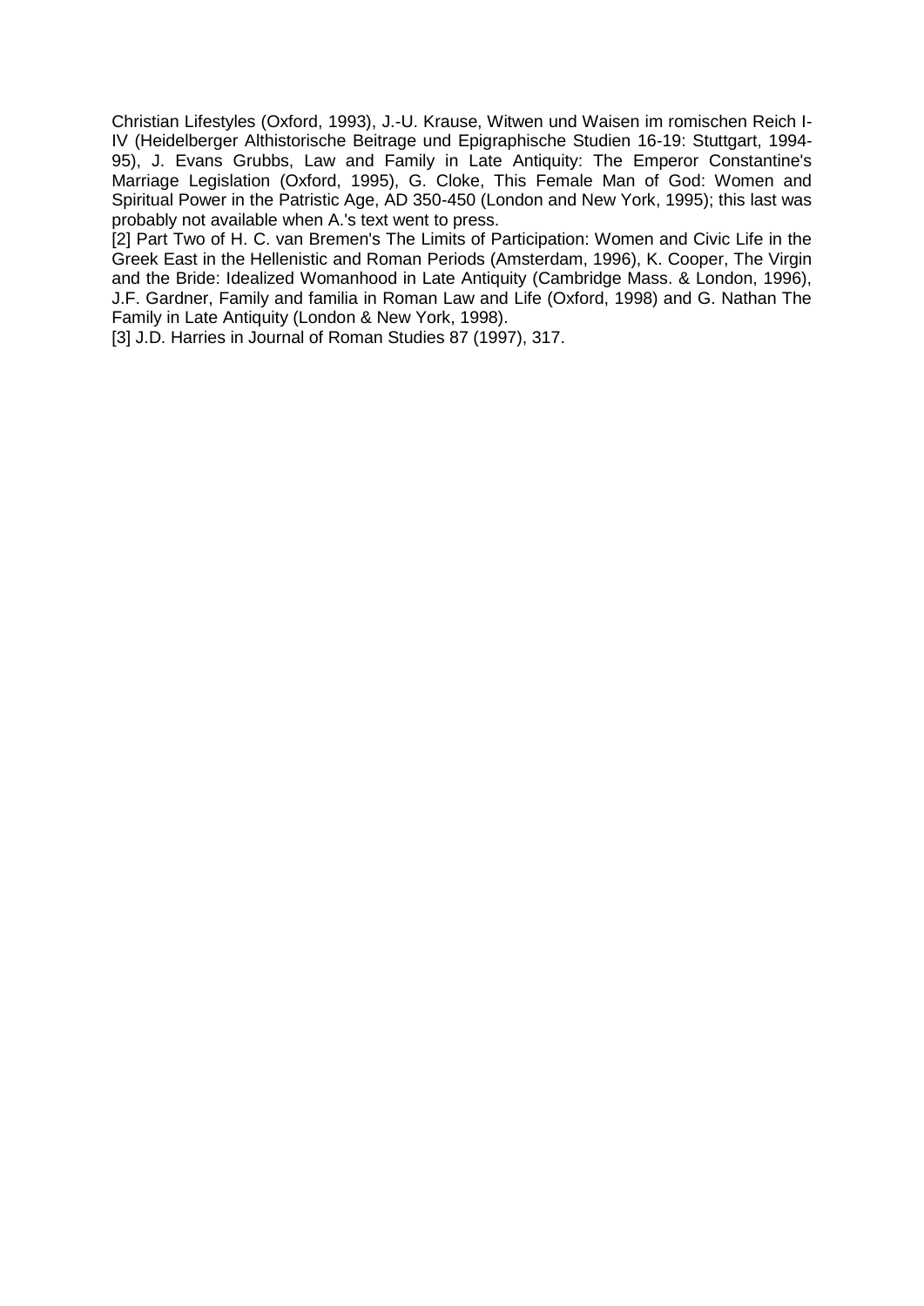Christian Lifestyles (Oxford, 1993), J.-U. Krause, Witwen und Waisen im romischen Reich I-IV (Heidelberger Althistorische Beitrage und Epigraphische Studien 16-19: Stuttgart, 1994-95), J. Evans Grubbs, Law and Family in Late Antiquity: The Emperor Constantine's Marriage Legislation (Oxford, 1995), G. Cloke, This Female Man of God: Women and Spiritual Power in the Patristic Age, AD 350-450 (London and New York, 1995); this last was probably not available when A.'s text went to press.

[2] Part Two of H. C. van Bremen's The Limits of Participation: Women and Civic Life in the Greek East in the Hellenistic and Roman Periods (Amsterdam, 1996), K. Cooper, The Virgin and the Bride: Idealized Womanhood in Late Antiquity (Cambridge Mass. & London, 1996), J.F. Gardner, Family and familia in Roman Law and Life (Oxford, 1998) and G. Nathan The Family in Late Antiquity (London & New York, 1998).

[3] J.D. Harries in Journal of Roman Studies 87 (1997), 317.